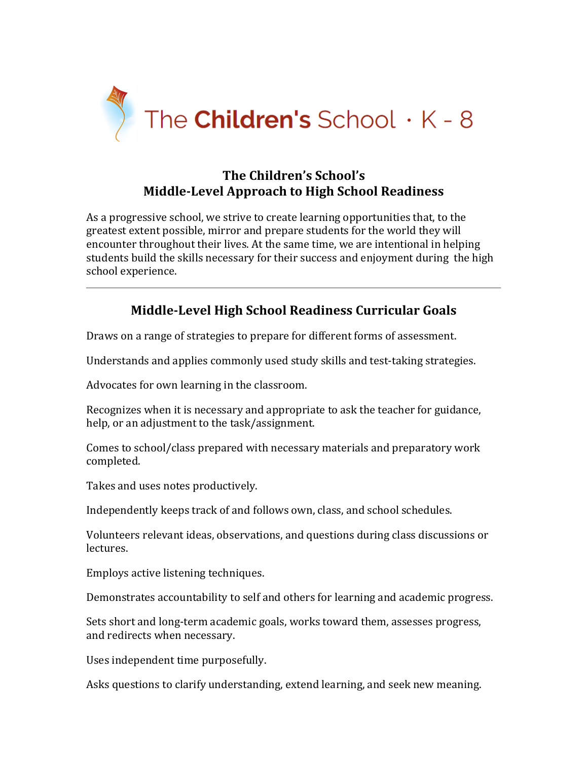The Children's School · K - 8

# The Children's School's
# Middle-Level Approach to High School Readiness

As a progressive school, we strive to create learning opportunities that, to the greatest extent possible, mirror and prepare students for the world they will encounter throughout their lives. At the same time, we are intentional in helping students build the skills necessary for their success and enjoyment during the high school experience.

---

## Middle-Level High School Readiness Curricular Goals

Draws on a range of strategies to prepare for different forms of assessment.

Understands and applies commonly used study skills and test-taking strategies.

Advocates for own learning in the classroom.

Recognizes when it is necessary and appropriate to ask the teacher for guidance, help, or an adjustment to the task/assignment.

Comes to school/class prepared with necessary materials and preparatory work completed.

Takes and uses notes productively.

Independently keeps track of and follows own, class, and school schedules.

Volunteers relevant ideas, observations, and questions during class discussions or lectures.

Employs active listening techniques.

Demonstrates accountability to self and others for learning and academic progress.

Sets short and long-term academic goals, works toward them, assesses progress, and redirects when necessary.

Uses independent time purposefully.

Asks questions to clarify understanding, extend learning, and seek new meaning.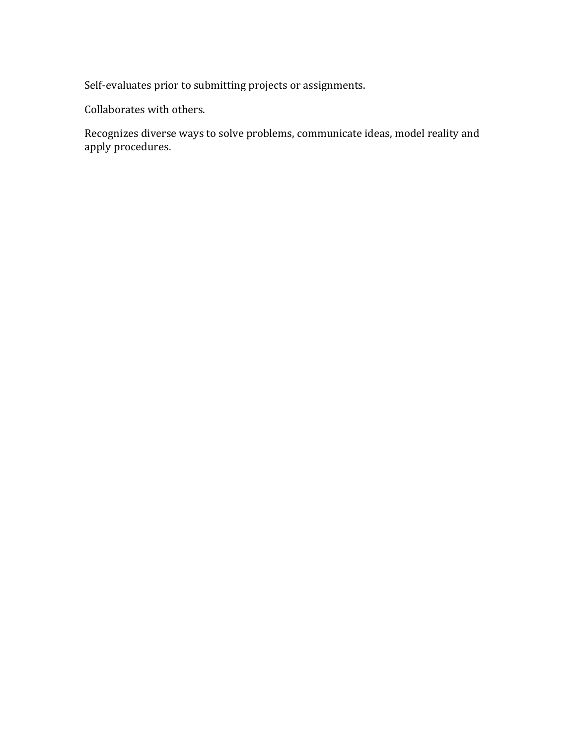Self-evaluates prior to submitting projects or assignments.

Collaborates with others.

Recognizes diverse ways to solve problems, communicate ideas, model reality and apply procedures.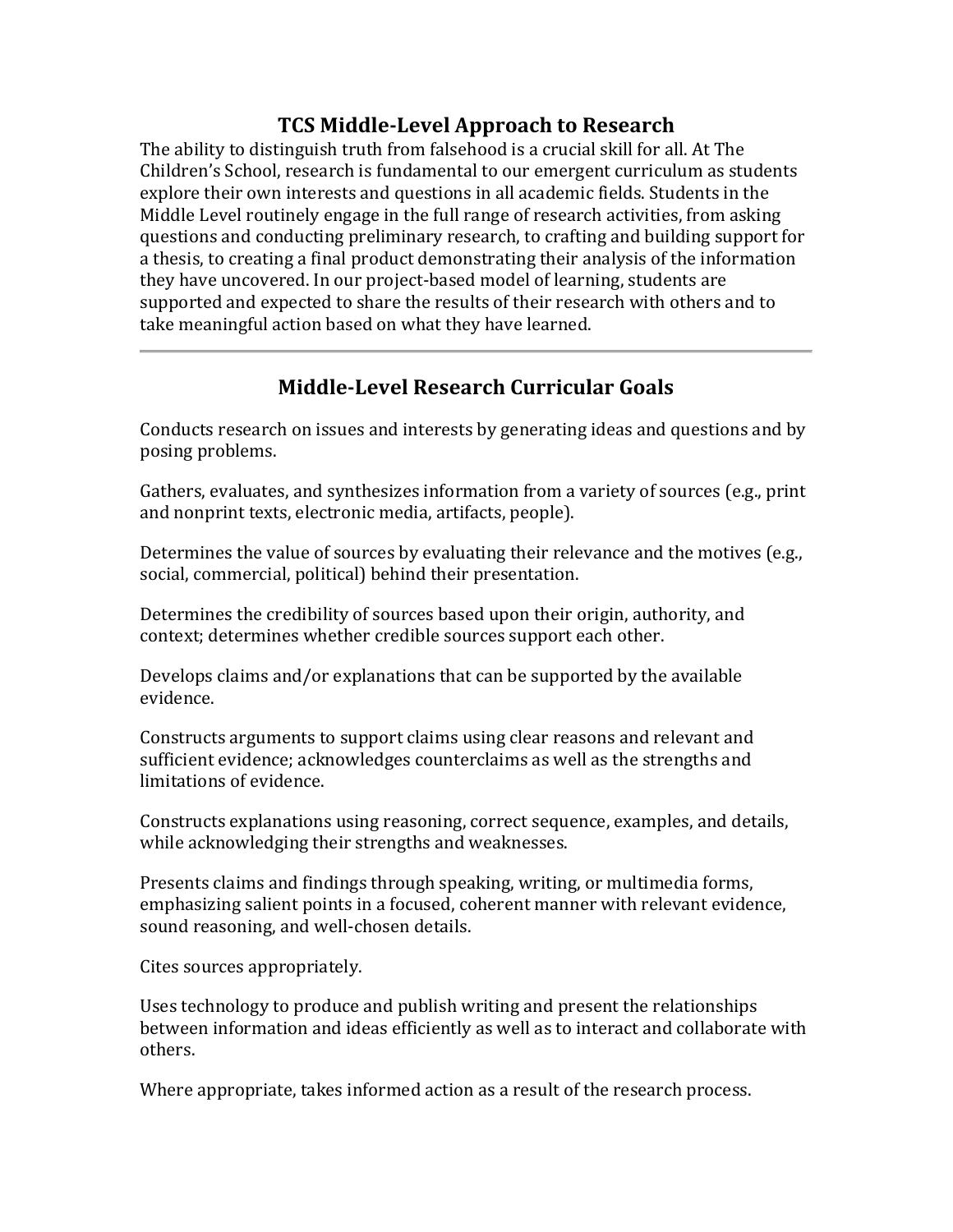# TCS Middle-Level Approach to Research

The ability to distinguish truth from falsehood is a crucial skill for all. At The Children's School, research is fundamental to our emergent curriculum as students explore their own interests and questions in all academic fields. Students in the Middle Level routinely engage in the full range of research activities, from asking questions and conducting preliminary research, to crafting and building support for a thesis, to creating a final product demonstrating their analysis of the information they have uncovered. In our project-based model of learning, students are supported and expected to share the results of their research with others and to take meaningful action based on what they have learned.

---

## Middle-Level Research Curricular Goals

Conducts research on issues and interests by generating ideas and questions and by posing problems.

Gathers, evaluates, and synthesizes information from a variety of sources (e.g., print and nonprint texts, electronic media, artifacts, people).

Determines the value of sources by evaluating their relevance and the motives (e.g., social, commercial, political) behind their presentation.

Determines the credibility of sources based upon their origin, authority, and context; determines whether credible sources support each other.

Develops claims and/or explanations that can be supported by the available evidence.

Constructs arguments to support claims using clear reasons and relevant and sufficient evidence; acknowledges counterclaims as well as the strengths and limitations of evidence.

Constructs explanations using reasoning, correct sequence, examples, and details, while acknowledging their strengths and weaknesses.

Presents claims and findings through speaking, writing, or multimedia forms, emphasizing salient points in a focused, coherent manner with relevant evidence, sound reasoning, and well-chosen details.

Cites sources appropriately.

Uses technology to produce and publish writing and present the relationships between information and ideas efficiently as well as to interact and collaborate with others.

Where appropriate, takes informed action as a result of the research process.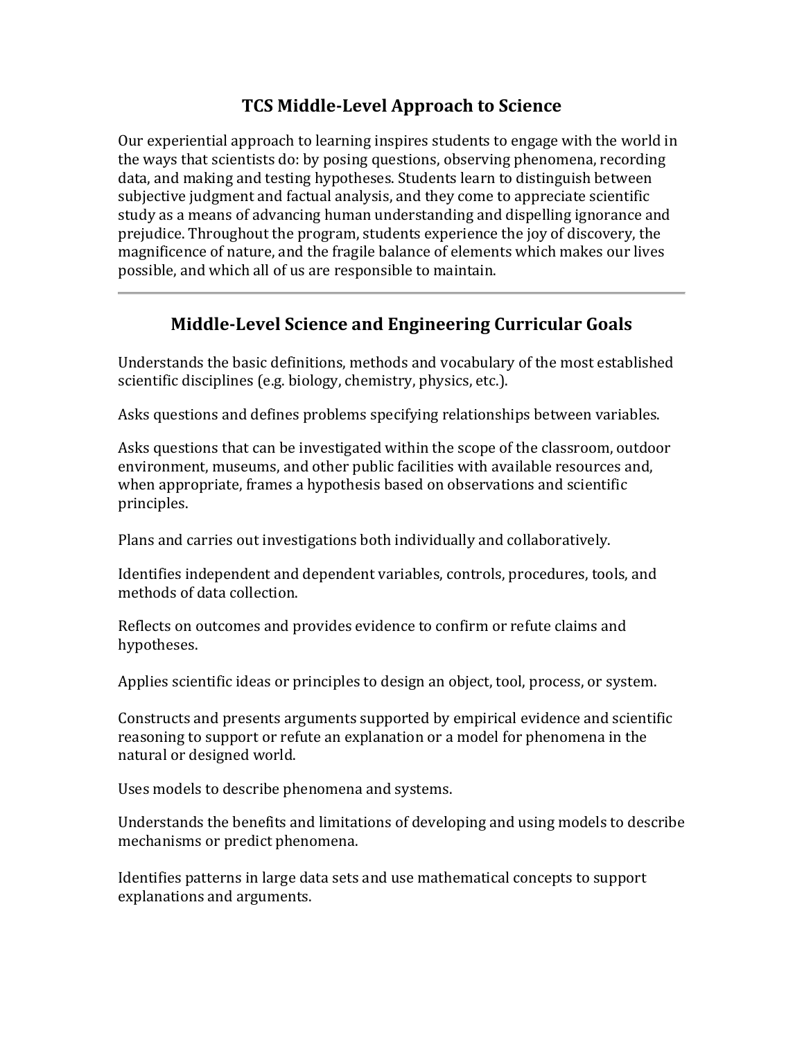## TCS Middle-Level Approach to Science

Our experiential approach to learning inspires students to engage with the world in the ways that scientists do: by posing questions, observing phenomena, recording data, and making and testing hypotheses. Students learn to distinguish between subjective judgment and factual analysis, and they come to appreciate scientific study as a means of advancing human understanding and dispelling ignorance and prejudice. Throughout the program, students experience the joy of discovery, the magnificence of nature, and the fragile balance of elements which makes our lives possible, and which all of us are responsible to maintain.

---

## Middle-Level Science and Engineering Curricular Goals

Understands the basic definitions, methods and vocabulary of the most established scientific disciplines (e.g. biology, chemistry, physics, etc.).

Asks questions and defines problems specifying relationships between variables.

Asks questions that can be investigated within the scope of the classroom, outdoor environment, museums, and other public facilities with available resources and, when appropriate, frames a hypothesis based on observations and scientific principles.

Plans and carries out investigations both individually and collaboratively.

Identifies independent and dependent variables, controls, procedures, tools, and methods of data collection.

Reflects on outcomes and provides evidence to confirm or refute claims and hypotheses.

Applies scientific ideas or principles to design an object, tool, process, or system.

Constructs and presents arguments supported by empirical evidence and scientific reasoning to support or refute an explanation or a model for phenomena in the natural or designed world.

Uses models to describe phenomena and systems.

Understands the benefits and limitations of developing and using models to describe mechanisms or predict phenomena.

Identifies patterns in large data sets and use mathematical concepts to support explanations and arguments.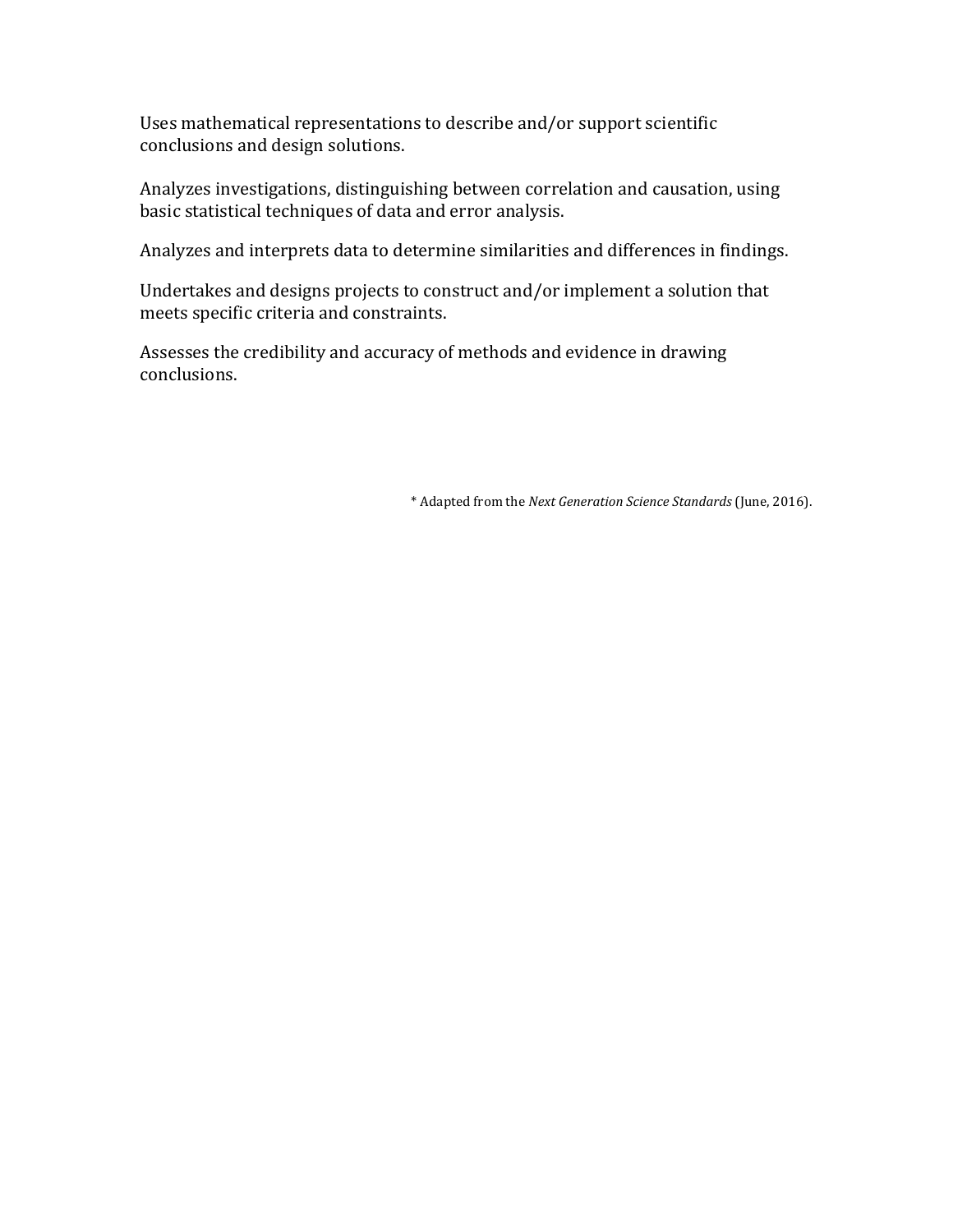Uses mathematical representations to describe and/or support scientific conclusions and design solutions.

Analyzes investigations, distinguishing between correlation and causation, using basic statistical techniques of data and error analysis.

Analyzes and interprets data to determine similarities and differences in findings.

Undertakes and designs projects to construct and/or implement a solution that meets specific criteria and constraints.

Assesses the credibility and accuracy of methods and evidence in drawing conclusions.

* Adapted from the *Next Generation Science Standards* (June, 2016).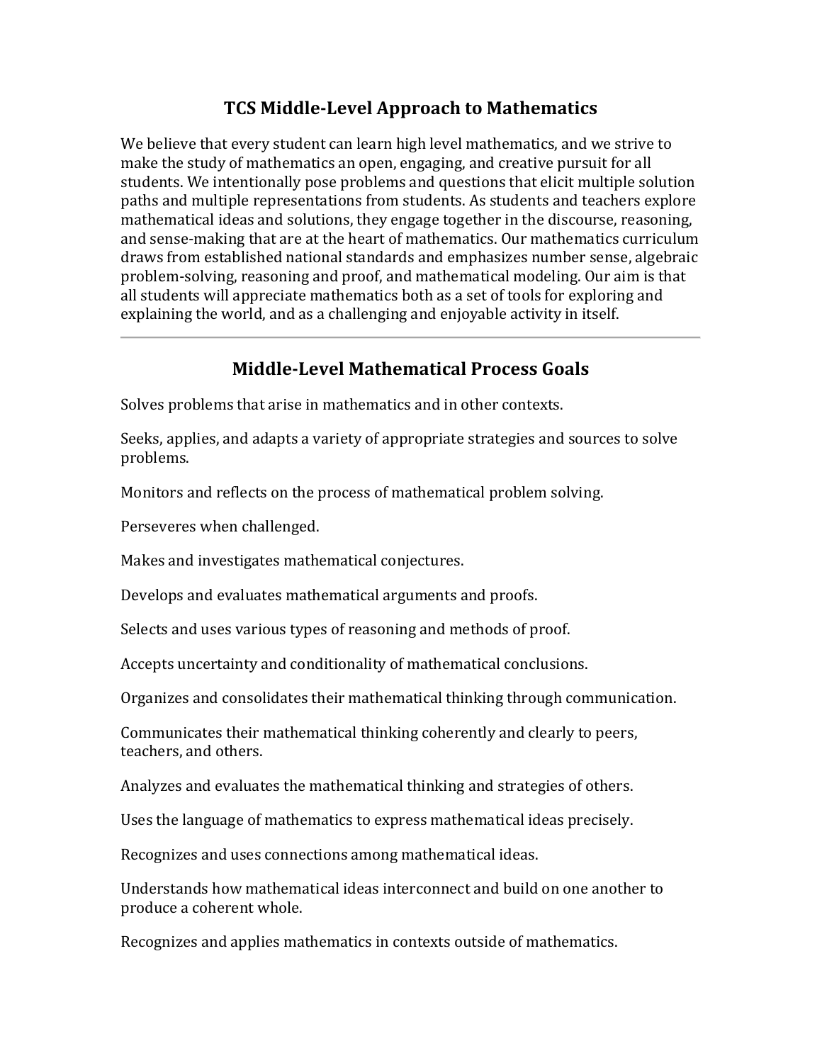## TCS Middle-Level Approach to Mathematics

We believe that every student can learn high level mathematics, and we strive to make the study of mathematics an open, engaging, and creative pursuit for all students. We intentionally pose problems and questions that elicit multiple solution paths and multiple representations from students. As students and teachers explore mathematical ideas and solutions, they engage together in the discourse, reasoning, and sense-making that are at the heart of mathematics. Our mathematics curriculum draws from established national standards and emphasizes number sense, algebraic problem-solving, reasoning and proof, and mathematical modeling. Our aim is that all students will appreciate mathematics both as a set of tools for exploring and explaining the world, and as a challenging and enjoyable activity in itself.

---

## Middle-Level Mathematical Process Goals

Solves problems that arise in mathematics and in other contexts.

Seeks, applies, and adapts a variety of appropriate strategies and sources to solve problems.

Monitors and reflects on the process of mathematical problem solving.

Perseveres when challenged.

Makes and investigates mathematical conjectures.

Develops and evaluates mathematical arguments and proofs.

Selects and uses various types of reasoning and methods of proof.

Accepts uncertainty and conditionality of mathematical conclusions.

Organizes and consolidates their mathematical thinking through communication.

Communicates their mathematical thinking coherently and clearly to peers, teachers, and others.

Analyzes and evaluates the mathematical thinking and strategies of others.

Uses the language of mathematics to express mathematical ideas precisely.

Recognizes and uses connections among mathematical ideas.

Understands how mathematical ideas interconnect and build on one another to produce a coherent whole.

Recognizes and applies mathematics in contexts outside of mathematics.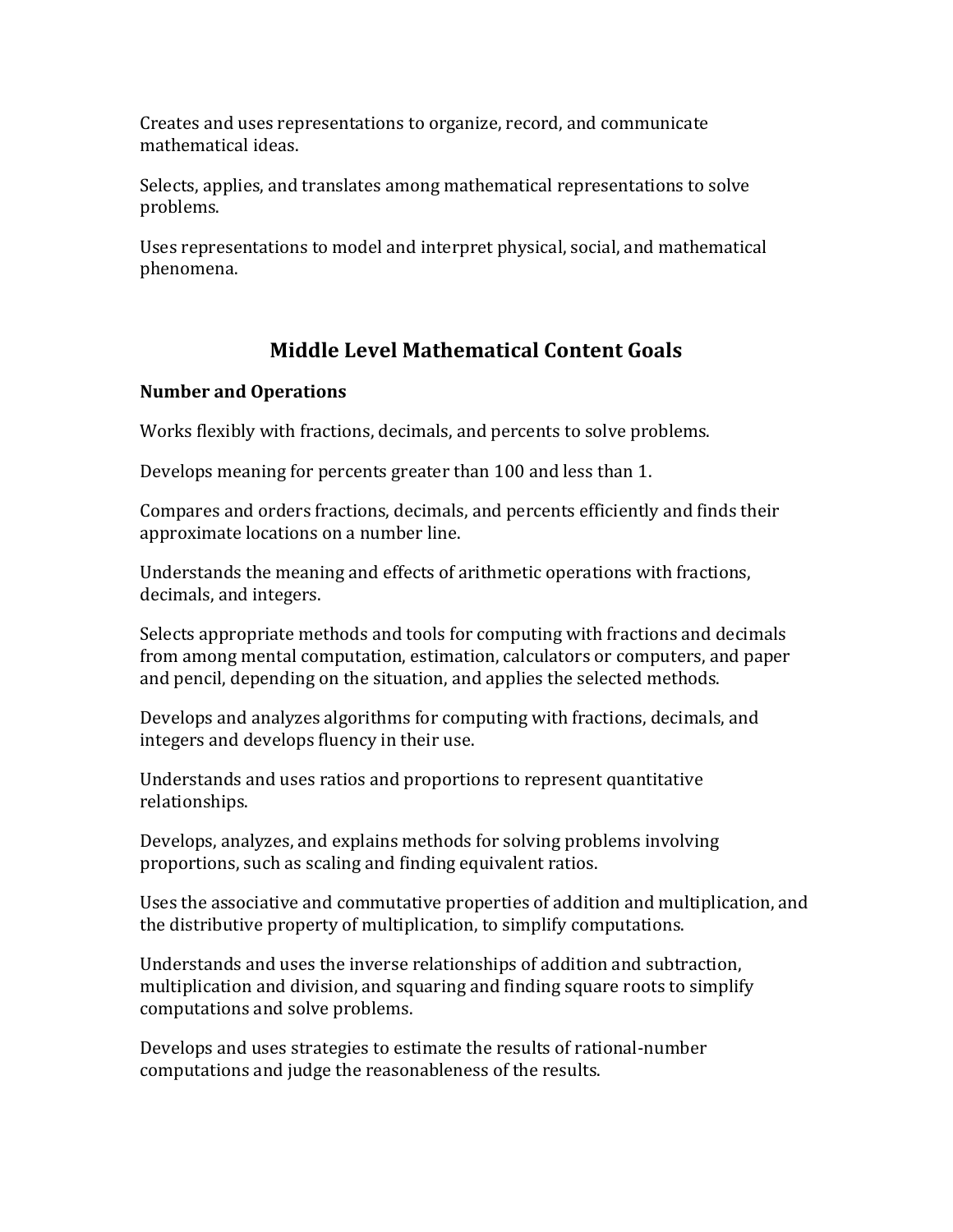Creates and uses representations to organize, record, and communicate mathematical ideas.

Selects, applies, and translates among mathematical representations to solve problems.

Uses representations to model and interpret physical, social, and mathematical phenomena.

## Middle Level Mathematical Content Goals

**Number and Operations**

Works flexibly with fractions, decimals, and percents to solve problems.

Develops meaning for percents greater than 100 and less than 1.

Compares and orders fractions, decimals, and percents efficiently and finds their approximate locations on a number line.

Understands the meaning and effects of arithmetic operations with fractions, decimals, and integers.

Selects appropriate methods and tools for computing with fractions and decimals from among mental computation, estimation, calculators or computers, and paper and pencil, depending on the situation, and applies the selected methods.

Develops and analyzes algorithms for computing with fractions, decimals, and integers and develops fluency in their use.

Understands and uses ratios and proportions to represent quantitative relationships.

Develops, analyzes, and explains methods for solving problems involving proportions, such as scaling and finding equivalent ratios.

Uses the associative and commutative properties of addition and multiplication, and the distributive property of multiplication, to simplify computations.

Understands and uses the inverse relationships of addition and subtraction, multiplication and division, and squaring and finding square roots to simplify computations and solve problems.

Develops and uses strategies to estimate the results of rational-number computations and judge the reasonableness of the results.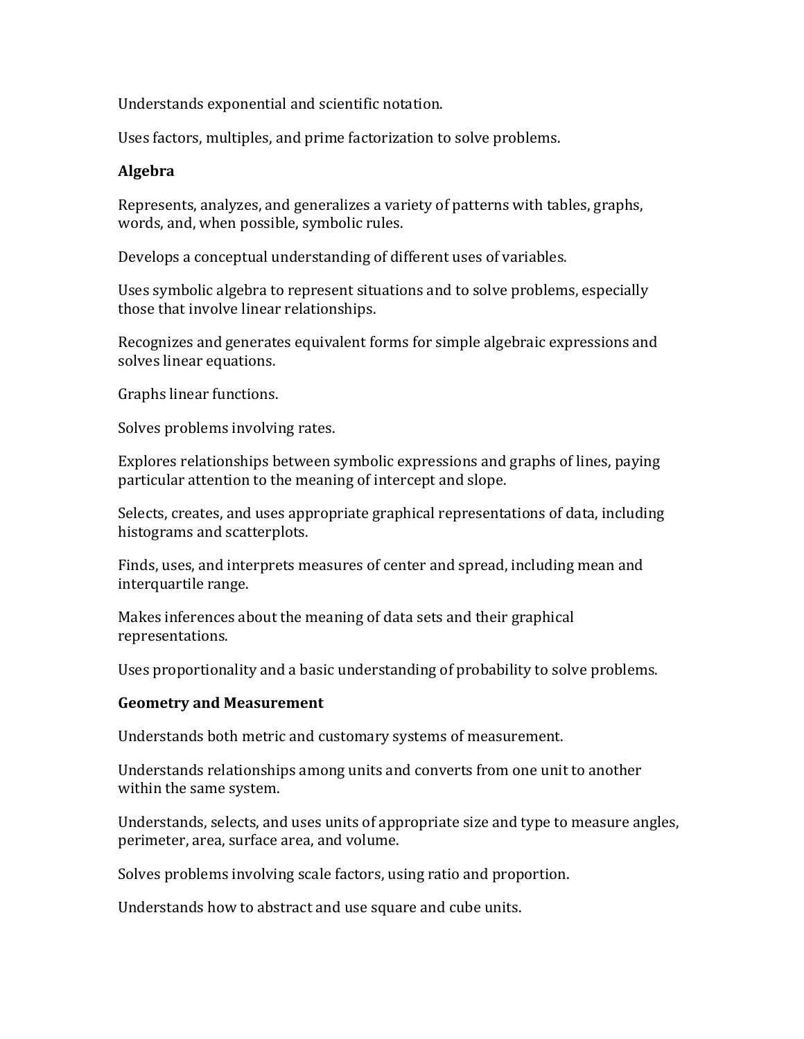Understands exponential and scientific notation.

Uses factors, multiples, and prime factorization to solve problems.

**Algebra**

Represents, analyzes, and generalizes a variety of patterns with tables, graphs, words, and, when possible, symbolic rules.

Develops a conceptual understanding of different uses of variables.

Uses symbolic algebra to represent situations and to solve problems, especially those that involve linear relationships.

Recognizes and generates equivalent forms for simple algebraic expressions and solves linear equations.

Graphs linear functions.

Solves problems involving rates.

Explores relationships between symbolic expressions and graphs of lines, paying particular attention to the meaning of intercept and slope.

Selects, creates, and uses appropriate graphical representations of data, including histograms and scatterplots.

Finds, uses, and interprets measures of center and spread, including mean and interquartile range.

Makes inferences about the meaning of data sets and their graphical representations.

Uses proportionality and a basic understanding of probability to solve problems.

**Geometry and Measurement**

Understands both metric and customary systems of measurement.

Understands relationships among units and converts from one unit to another within the same system.

Understands, selects, and uses units of appropriate size and type to measure angles, perimeter, area, surface area, and volume.

Solves problems involving scale factors, using ratio and proportion.

Understands how to abstract and use square and cube units.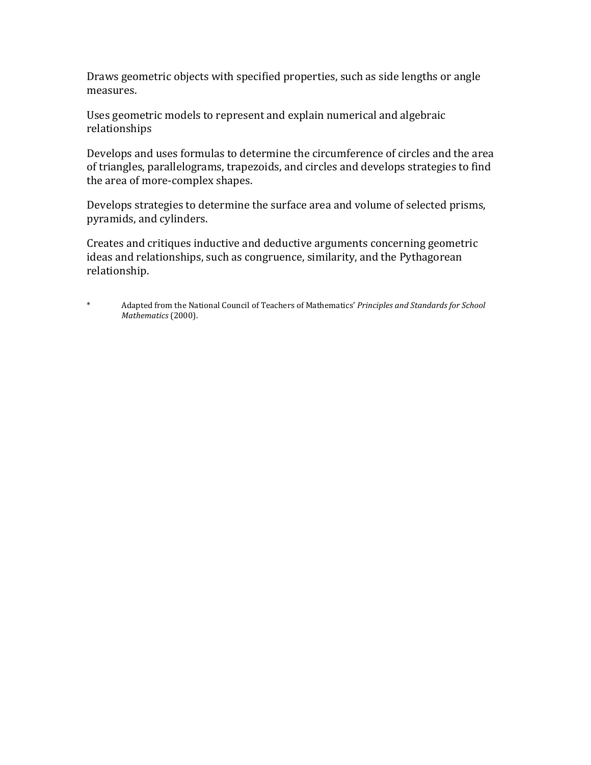Draws geometric objects with specified properties, such as side lengths or angle measures.

Uses geometric models to represent and explain numerical and algebraic relationships

Develops and uses formulas to determine the circumference of circles and the area of triangles, parallelograms, trapezoids, and circles and develops strategies to find the area of more-complex shapes.

Develops strategies to determine the surface area and volume of selected prisms, pyramids, and cylinders.

Creates and critiques inductive and deductive arguments concerning geometric ideas and relationships, such as congruence, similarity, and the Pythagorean relationship.

* Adapted from the National Council of Teachers of Mathematics' *Principles and Standards for School Mathematics* (2000).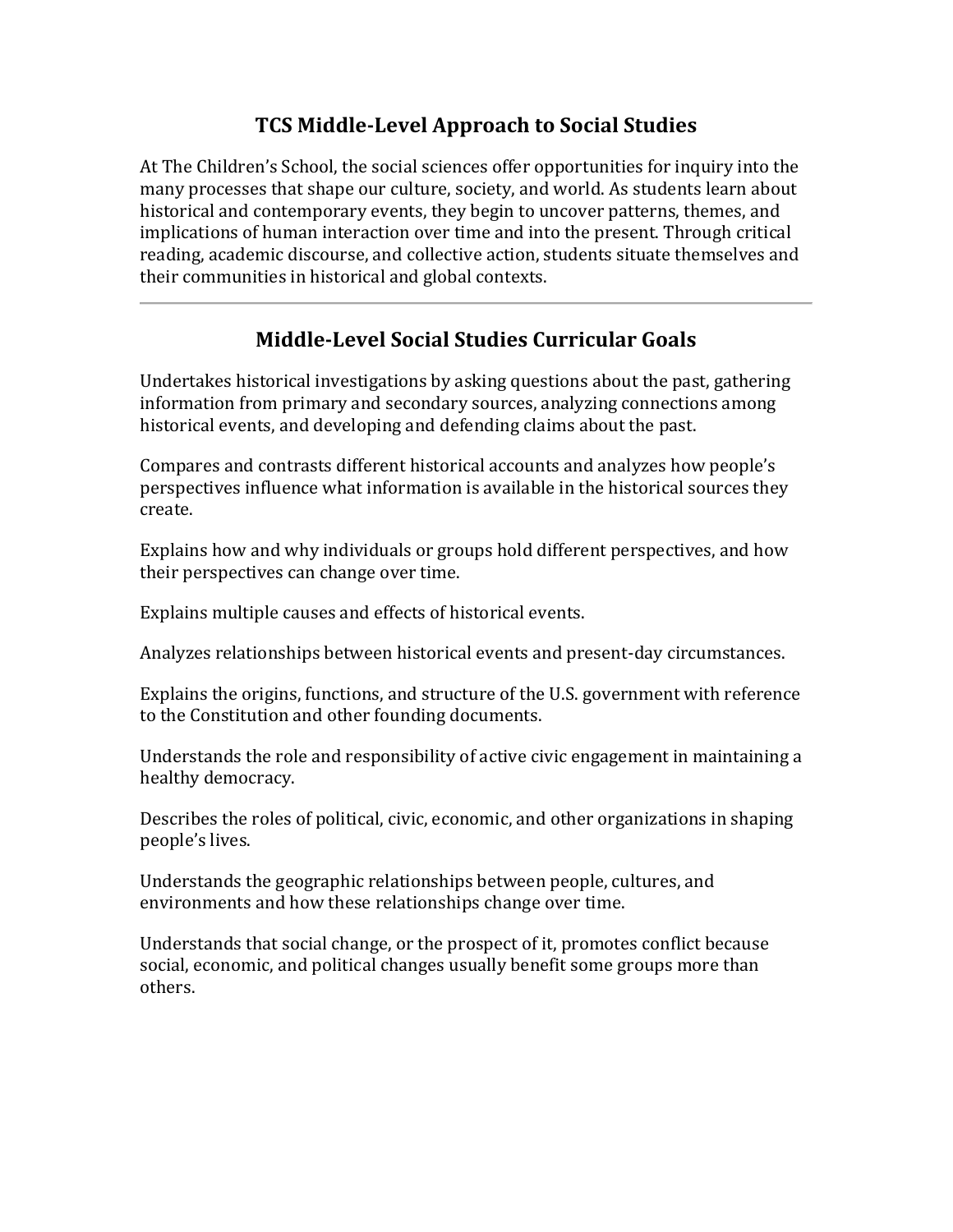## TCS Middle-Level Approach to Social Studies

At The Children's School, the social sciences offer opportunities for inquiry into the many processes that shape our culture, society, and world. As students learn about historical and contemporary events, they begin to uncover patterns, themes, and implications of human interaction over time and into the present. Through critical reading, academic discourse, and collective action, students situate themselves and their communities in historical and global contexts.

---

## Middle-Level Social Studies Curricular Goals

Undertakes historical investigations by asking questions about the past, gathering information from primary and secondary sources, analyzing connections among historical events, and developing and defending claims about the past.

Compares and contrasts different historical accounts and analyzes how people's perspectives influence what information is available in the historical sources they create.

Explains how and why individuals or groups hold different perspectives, and how their perspectives can change over time.

Explains multiple causes and effects of historical events.

Analyzes relationships between historical events and present-day circumstances.

Explains the origins, functions, and structure of the U.S. government with reference to the Constitution and other founding documents.

Understands the role and responsibility of active civic engagement in maintaining a healthy democracy.

Describes the roles of political, civic, economic, and other organizations in shaping people's lives.

Understands the geographic relationships between people, cultures, and environments and how these relationships change over time.

Understands that social change, or the prospect of it, promotes conflict because social, economic, and political changes usually benefit some groups more than others.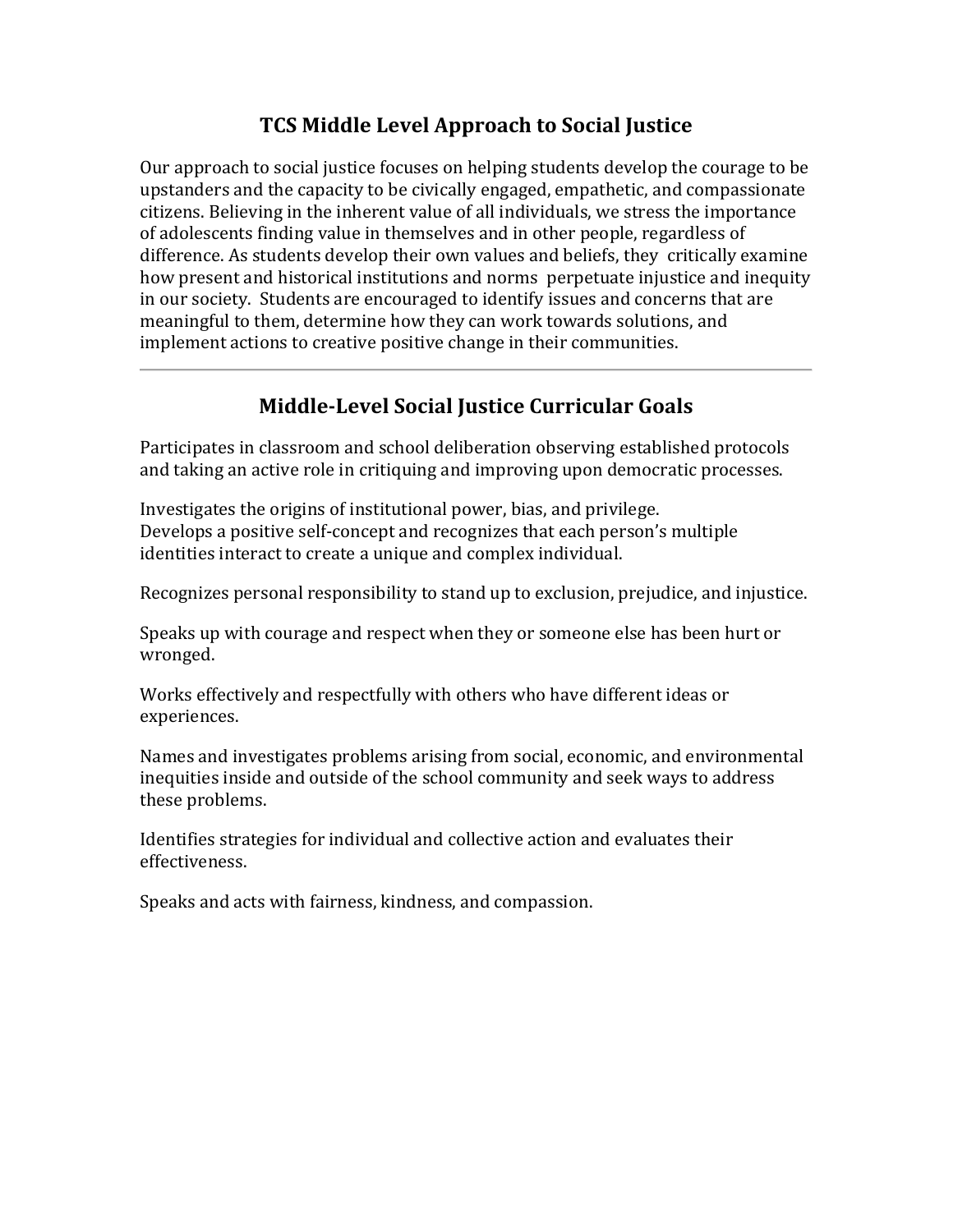## TCS Middle Level Approach to Social Justice

Our approach to social justice focuses on helping students develop the courage to be upstanders and the capacity to be civically engaged, empathetic, and compassionate citizens. Believing in the inherent value of all individuals, we stress the importance of adolescents finding value in themselves and in other people, regardless of difference. As students develop their own values and beliefs, they critically examine how present and historical institutions and norms perpetuate injustice and inequity in our society. Students are encouraged to identify issues and concerns that are meaningful to them, determine how they can work towards solutions, and implement actions to creative positive change in their communities.

---

## Middle-Level Social Justice Curricular Goals

Participates in classroom and school deliberation observing established protocols and taking an active role in critiquing and improving upon democratic processes.

Investigates the origins of institutional power, bias, and privilege.
Develops a positive self-concept and recognizes that each person's multiple identities interact to create a unique and complex individual.

Recognizes personal responsibility to stand up to exclusion, prejudice, and injustice.

Speaks up with courage and respect when they or someone else has been hurt or wronged.

Works effectively and respectfully with others who have different ideas or experiences.

Names and investigates problems arising from social, economic, and environmental inequities inside and outside of the school community and seek ways to address these problems.

Identifies strategies for individual and collective action and evaluates their effectiveness.

Speaks and acts with fairness, kindness, and compassion.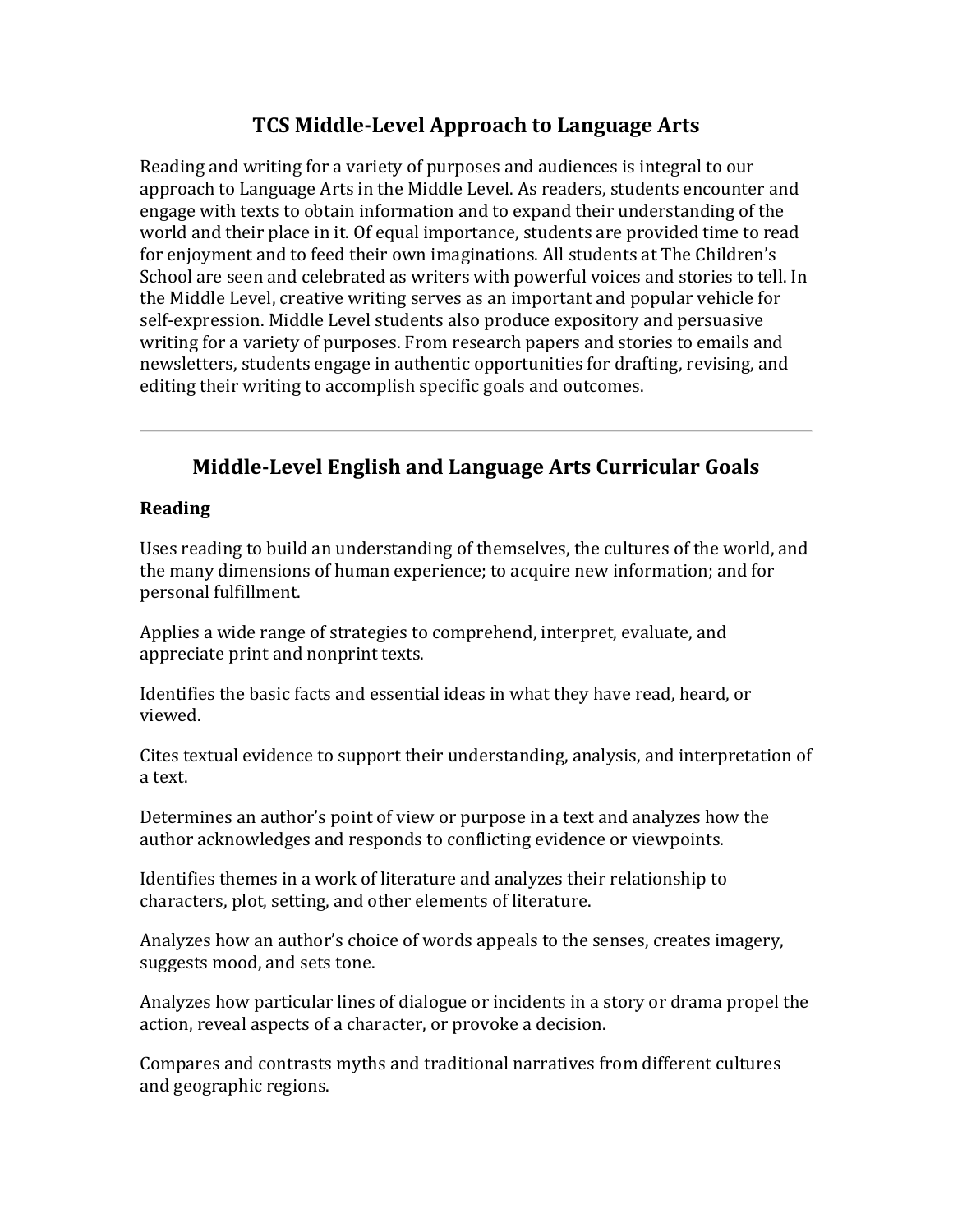# TCS Middle-Level Approach to Language Arts

Reading and writing for a variety of purposes and audiences is integral to our approach to Language Arts in the Middle Level. As readers, students encounter and engage with texts to obtain information and to expand their understanding of the world and their place in it. Of equal importance, students are provided time to read for enjoyment and to feed their own imaginations. All students at The Children's School are seen and celebrated as writers with powerful voices and stories to tell. In the Middle Level, creative writing serves as an important and popular vehicle for self-expression. Middle Level students also produce expository and persuasive writing for a variety of purposes. From research papers and stories to emails and newsletters, students engage in authentic opportunities for drafting, revising, and editing their writing to accomplish specific goals and outcomes.

---

## Middle-Level English and Language Arts Curricular Goals

### Reading

Uses reading to build an understanding of themselves, the cultures of the world, and the many dimensions of human experience; to acquire new information; and for personal fulfillment.

Applies a wide range of strategies to comprehend, interpret, evaluate, and appreciate print and nonprint texts.

Identifies the basic facts and essential ideas in what they have read, heard, or viewed.

Cites textual evidence to support their understanding, analysis, and interpretation of a text.

Determines an author's point of view or purpose in a text and analyzes how the author acknowledges and responds to conflicting evidence or viewpoints.

Identifies themes in a work of literature and analyzes their relationship to characters, plot, setting, and other elements of literature.

Analyzes how an author's choice of words appeals to the senses, creates imagery, suggests mood, and sets tone.

Analyzes how particular lines of dialogue or incidents in a story or drama propel the action, reveal aspects of a character, or provoke a decision.

Compares and contrasts myths and traditional narratives from different cultures and geographic regions.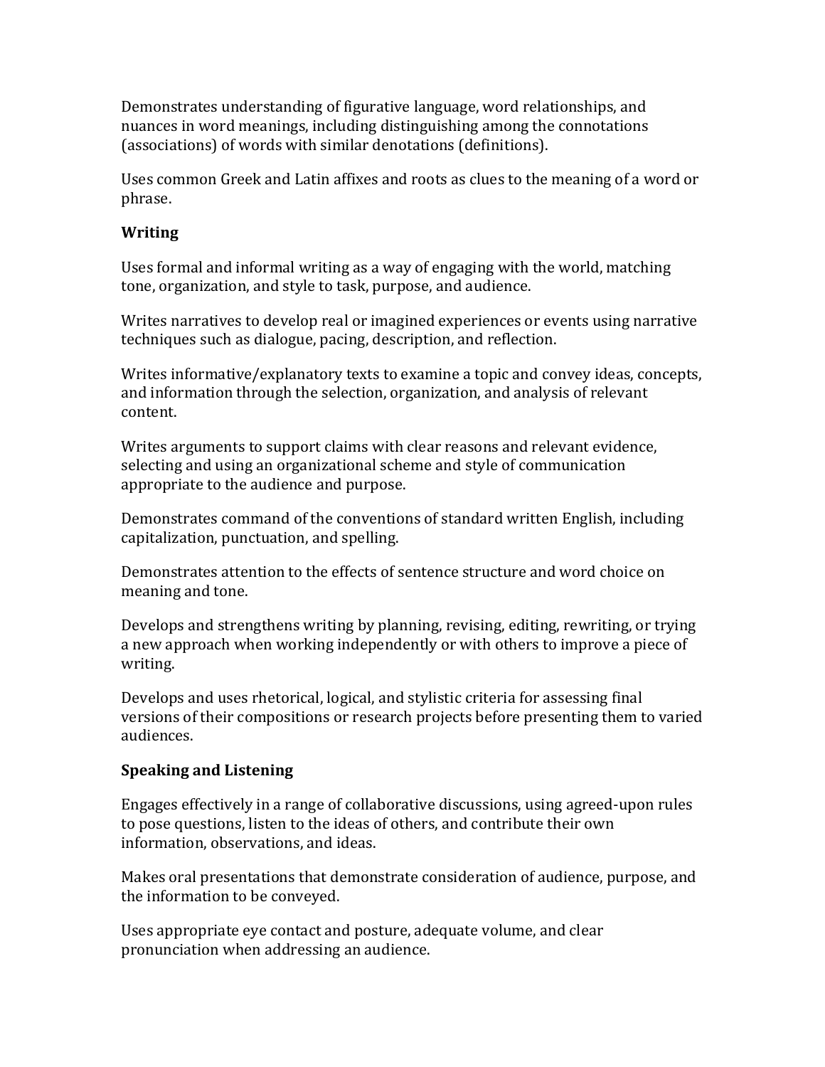Demonstrates understanding of figurative language, word relationships, and nuances in word meanings, including distinguishing among the connotations (associations) of words with similar denotations (definitions).

Uses common Greek and Latin affixes and roots as clues to the meaning of a word or phrase.

**Writing**

Uses formal and informal writing as a way of engaging with the world, matching tone, organization, and style to task, purpose, and audience.

Writes narratives to develop real or imagined experiences or events using narrative techniques such as dialogue, pacing, description, and reflection.

Writes informative/explanatory texts to examine a topic and convey ideas, concepts, and information through the selection, organization, and analysis of relevant content.

Writes arguments to support claims with clear reasons and relevant evidence, selecting and using an organizational scheme and style of communication appropriate to the audience and purpose.

Demonstrates command of the conventions of standard written English, including capitalization, punctuation, and spelling.

Demonstrates attention to the effects of sentence structure and word choice on meaning and tone.

Develops and strengthens writing by planning, revising, editing, rewriting, or trying a new approach when working independently or with others to improve a piece of writing.

Develops and uses rhetorical, logical, and stylistic criteria for assessing final versions of their compositions or research projects before presenting them to varied audiences.

**Speaking and Listening**

Engages effectively in a range of collaborative discussions, using agreed-upon rules to pose questions, listen to the ideas of others, and contribute their own information, observations, and ideas.

Makes oral presentations that demonstrate consideration of audience, purpose, and the information to be conveyed.

Uses appropriate eye contact and posture, adequate volume, and clear pronunciation when addressing an audience.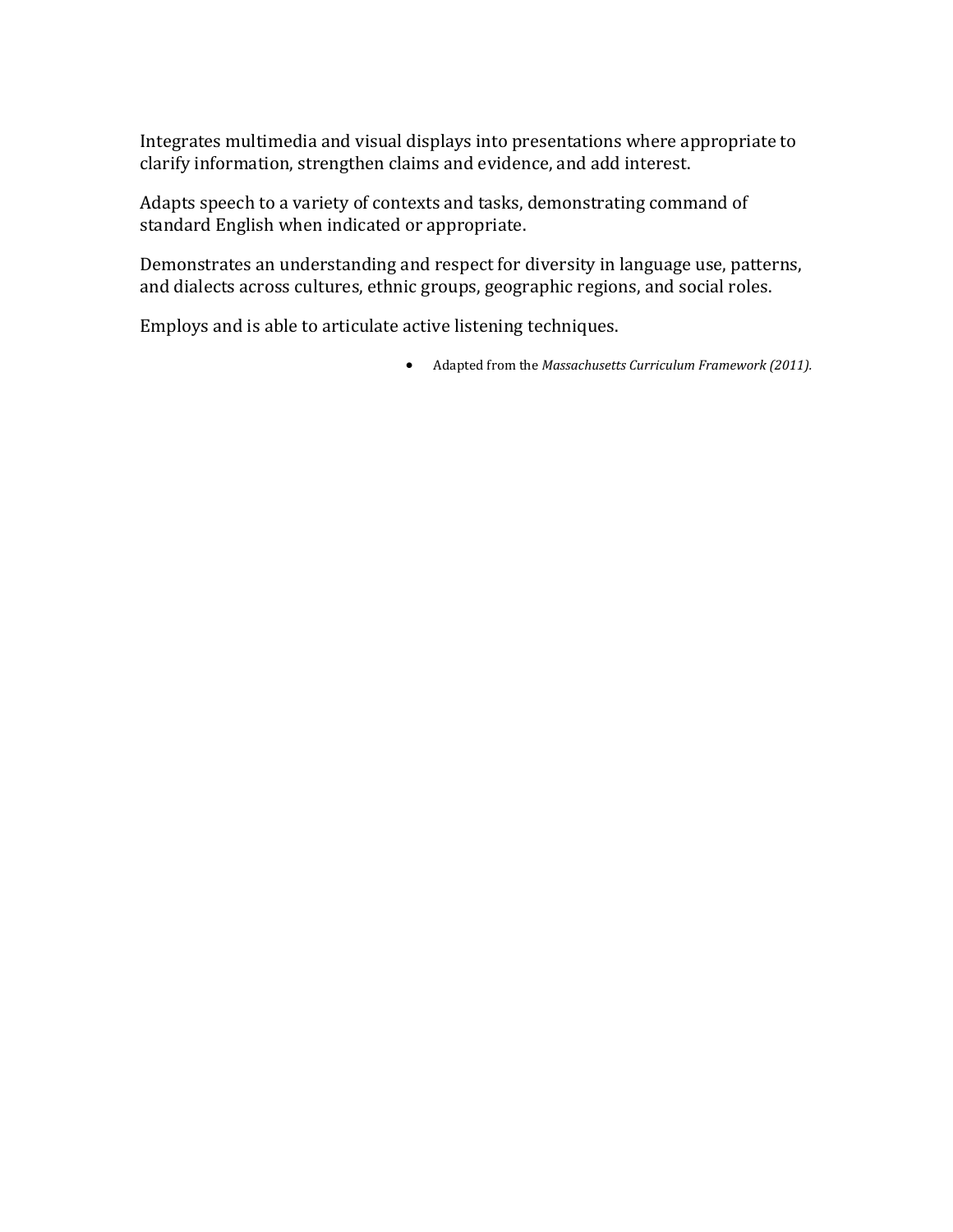Integrates multimedia and visual displays into presentations where appropriate to clarify information, strengthen claims and evidence, and add interest.

Adapts speech to a variety of contexts and tasks, demonstrating command of standard English when indicated or appropriate.

Demonstrates an understanding and respect for diversity in language use, patterns, and dialects across cultures, ethnic groups, geographic regions, and social roles.

Employs and is able to articulate active listening techniques.

- Adapted from the *Massachusetts Curriculum Framework (2011).*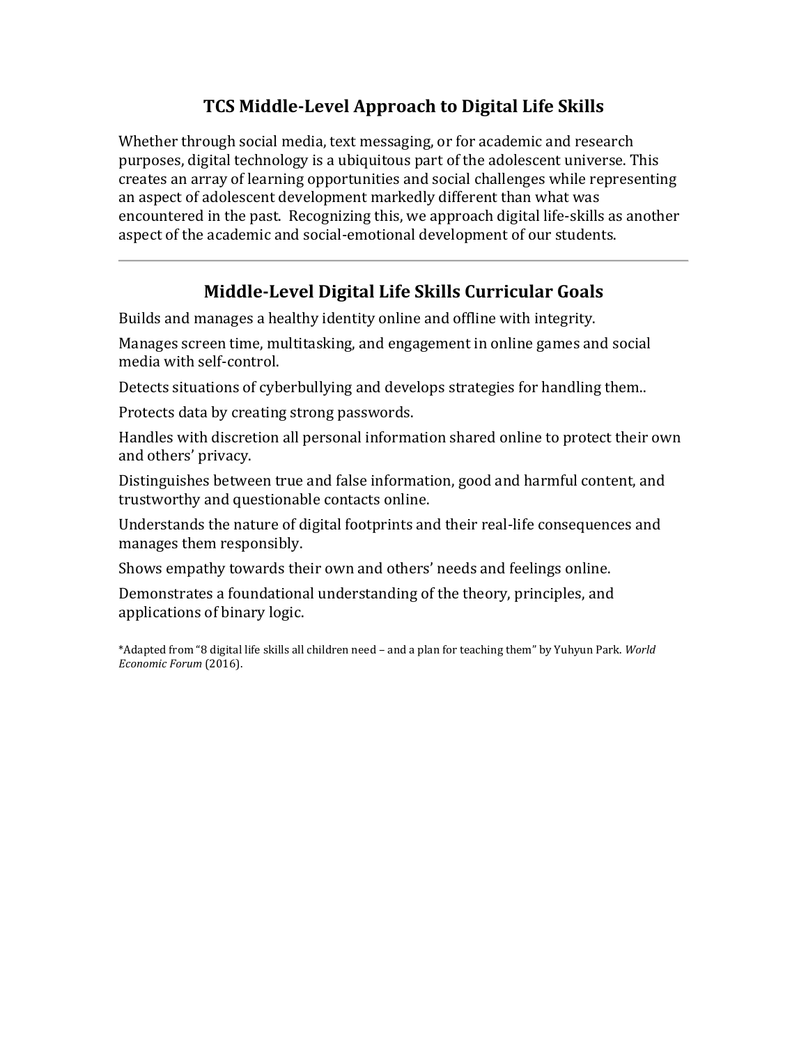## TCS Middle-Level Approach to Digital Life Skills

Whether through social media, text messaging, or for academic and research purposes, digital technology is a ubiquitous part of the adolescent universe. This creates an array of learning opportunities and social challenges while representing an aspect of adolescent development markedly different than what was encountered in the past. Recognizing this, we approach digital life-skills as another aspect of the academic and social-emotional development of our students.

---

## Middle-Level Digital Life Skills Curricular Goals

Builds and manages a healthy identity online and offline with integrity.

Manages screen time, multitasking, and engagement in online games and social media with self-control.

Detects situations of cyberbullying and develops strategies for handling them..

Protects data by creating strong passwords.

Handles with discretion all personal information shared online to protect their own and others' privacy.

Distinguishes between true and false information, good and harmful content, and trustworthy and questionable contacts online.

Understands the nature of digital footprints and their real-life consequences and manages them responsibly.

Shows empathy towards their own and others' needs and feelings online.

Demonstrates a foundational understanding of the theory, principles, and applications of binary logic.

*Adapted from "8 digital life skills all children need – and a plan for teaching them" by Yuhyun Park. *World Economic Forum* (2016).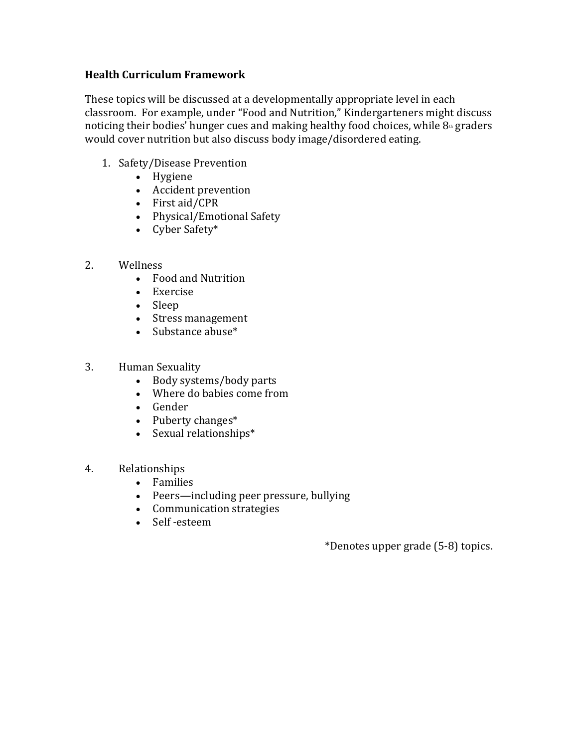**Health Curriculum Framework**

These topics will be discussed at a developmentally appropriate level in each classroom. For example, under "Food and Nutrition," Kindergarteners might discuss noticing their bodies' hunger cues and making healthy food choices, while 8th graders would cover nutrition but also discuss body image/disordered eating.

1. Safety/Disease Prevention
   - Hygiene
   - Accident prevention
   - First aid/CPR
   - Physical/Emotional Safety
   - Cyber Safety*

2. Wellness
   - Food and Nutrition
   - Exercise
   - Sleep
   - Stress management
   - Substance abuse*

3. Human Sexuality
   - Body systems/body parts
   - Where do babies come from
   - Gender
   - Puberty changes*
   - Sexual relationships*

4. Relationships
   - Families
   - Peers—including peer pressure, bullying
   - Communication strategies
   - Self -esteem

*Denotes upper grade (5-8) topics.